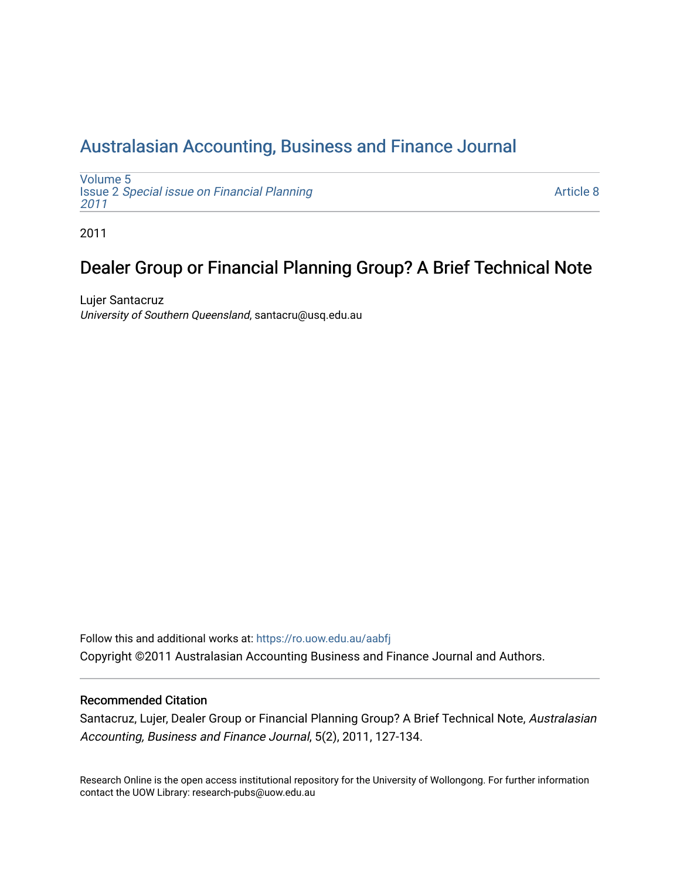# Australasian Accounting, Business and Finance Journal

Volume 5
Issue 2 *Special issue on Financial Planning 2011*

Article 8

2011

## Dealer Group or Financial Planning Group? A Brief Technical Note

Lujer Santacruz
*University of Southern Queensland*, santacru@usq.edu.au

Follow this and additional works at: https://ro.uow.edu.au/aabfj

Copyright ©2011 Australasian Accounting Business and Finance Journal and Authors.

### Recommended Citation

Santacruz, Lujer, Dealer Group or Financial Planning Group? A Brief Technical Note, *Australasian Accounting, Business and Finance Journal*, 5(2), 2011, 127-134.

Research Online is the open access institutional repository for the University of Wollongong. For further information contact the UOW Library: research-pubs@uow.edu.au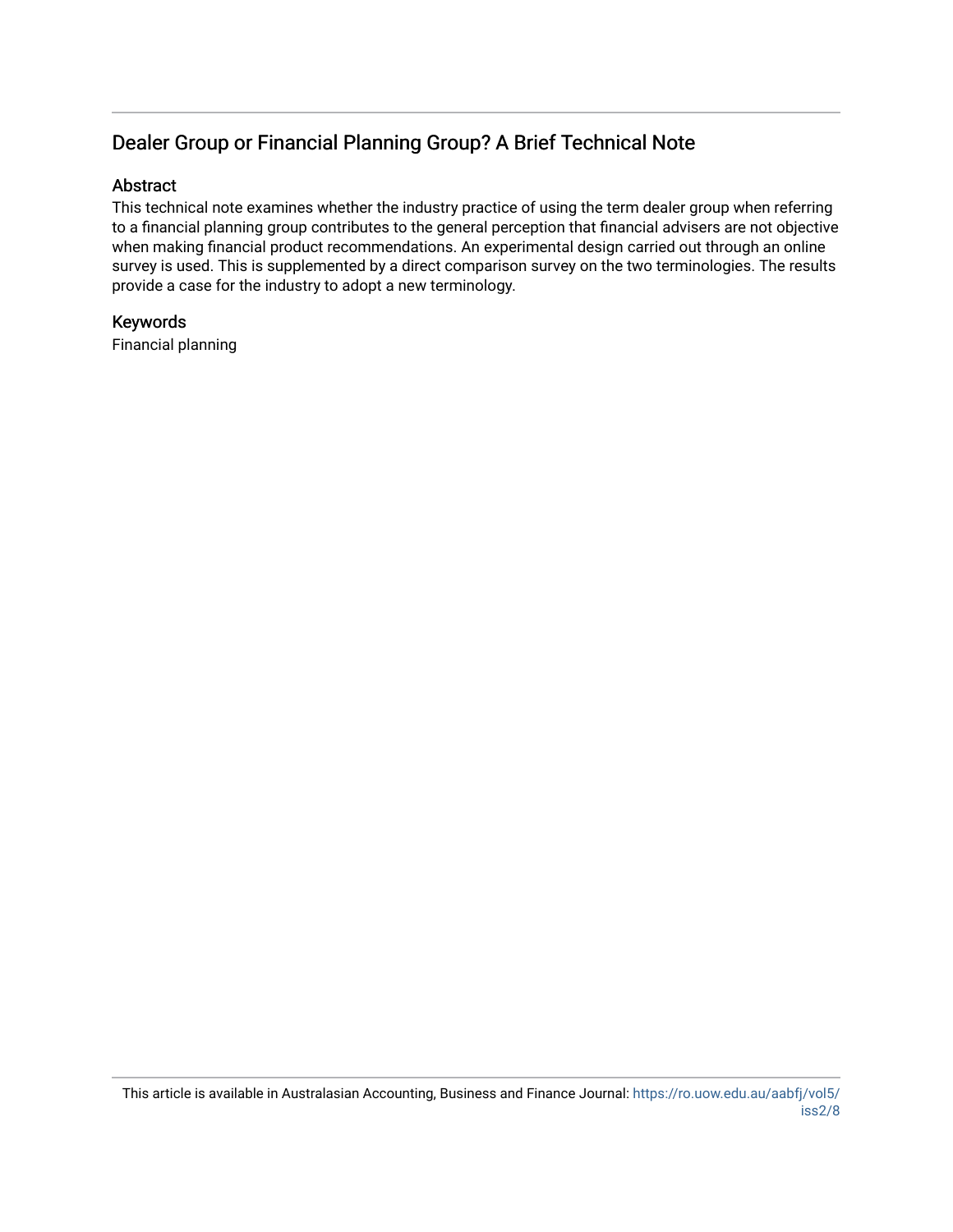## Dealer Group or Financial Planning Group? A Brief Technical Note

### Abstract

This technical note examines whether the industry practice of using the term dealer group when referring to a financial planning group contributes to the general perception that financial advisers are not objective when making financial product recommendations. An experimental design carried out through an online survey is used. This is supplemented by a direct comparison survey on the two terminologies. The results provide a case for the industry to adopt a new terminology.

### Keywords

Financial planning

This article is available in Australasian Accounting, Business and Finance Journal: https://ro.uow.edu.au/aabfj/vol5/iss2/8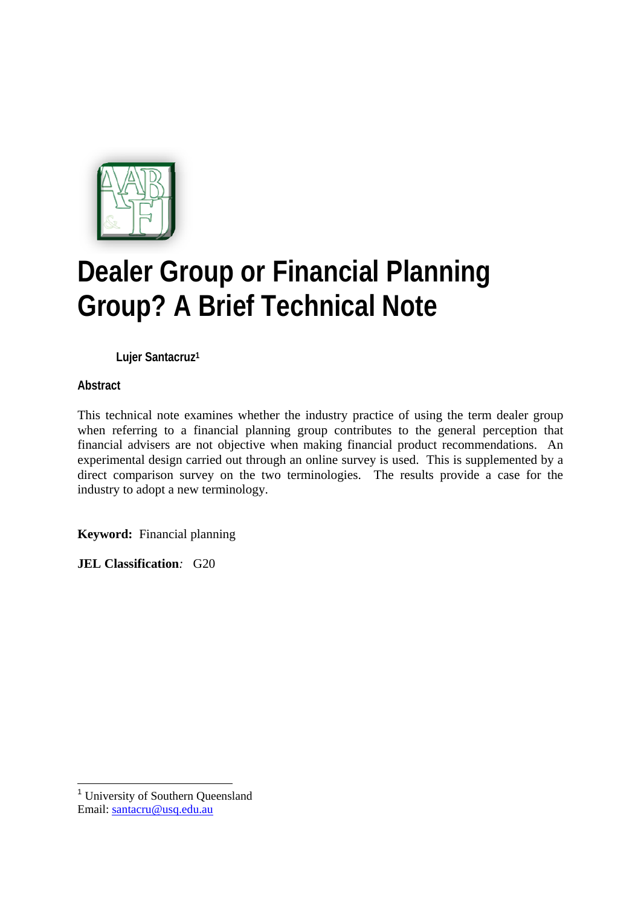# Dealer Group or Financial Planning Group? A Brief Technical Note

Lujer Santacruz[1]

## Abstract

This technical note examines whether the industry practice of using the term dealer group when referring to a financial planning group contributes to the general perception that financial advisers are not objective when making financial product recommendations. An experimental design carried out through an online survey is used. This is supplemented by a direct comparison survey on the two terminologies. The results provide a case for the industry to adopt a new terminology.

**Keyword:** Financial planning

**JEL Classification**: G20

---

[1] University of Southern Queensland
Email: santacru@usq.edu.au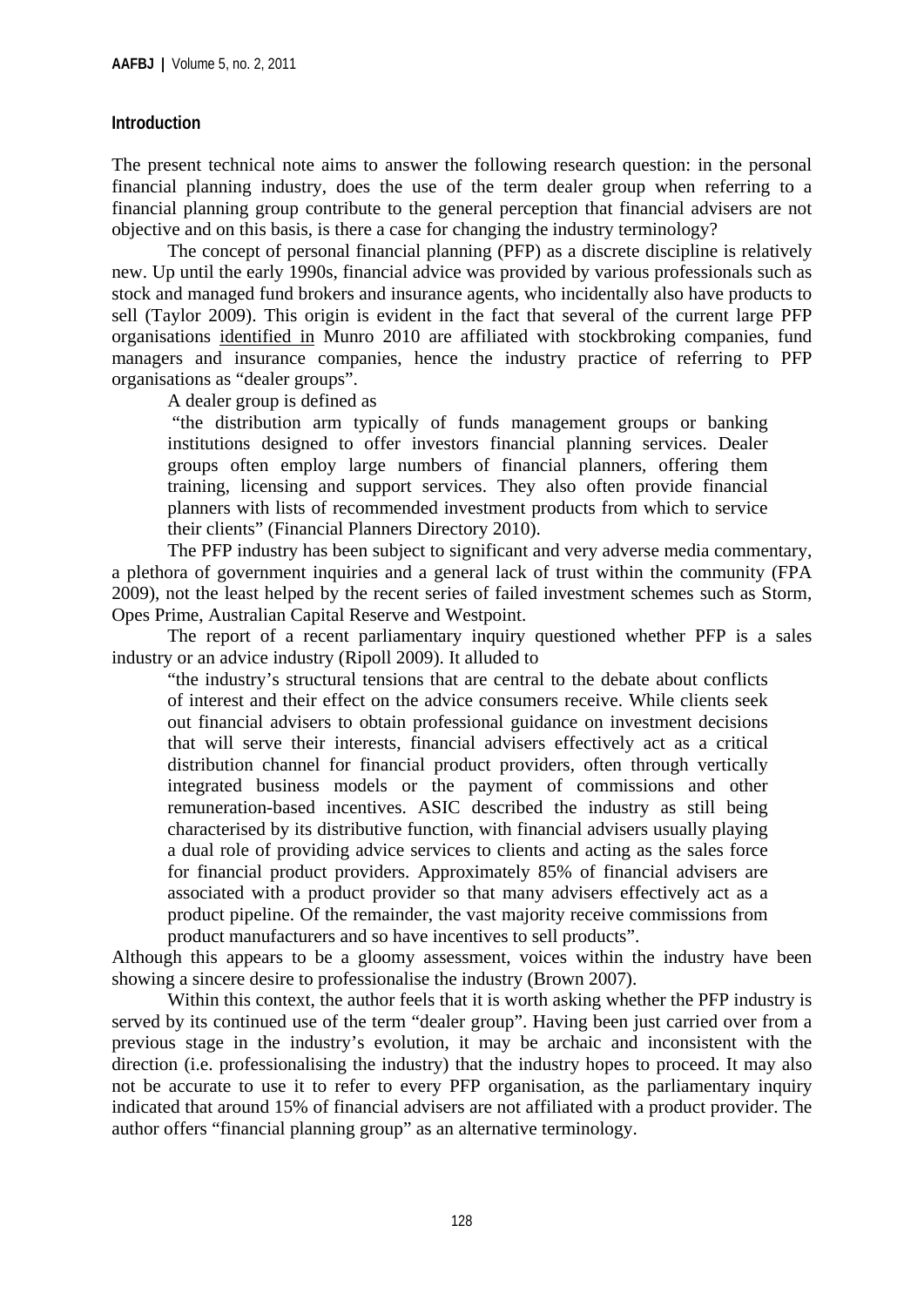## Introduction

The present technical note aims to answer the following research question: in the personal financial planning industry, does the use of the term dealer group when referring to a financial planning group contribute to the general perception that financial advisers are not objective and on this basis, is there a case for changing the industry terminology?

The concept of personal financial planning (PFP) as a discrete discipline is relatively new. Up until the early 1990s, financial advice was provided by various professionals such as stock and managed fund brokers and insurance agents, who incidentally also have products to sell (Taylor 2009). This origin is evident in the fact that several of the current large PFP organisations identified in Munro 2010 are affiliated with stockbroking companies, fund managers and insurance companies, hence the industry practice of referring to PFP organisations as "dealer groups".

A dealer group is defined as

> "the distribution arm typically of funds management groups or banking institutions designed to offer investors financial planning services. Dealer groups often employ large numbers of financial planners, offering them training, licensing and support services. They also often provide financial planners with lists of recommended investment products from which to service their clients" (Financial Planners Directory 2010).

The PFP industry has been subject to significant and very adverse media commentary, a plethora of government inquiries and a general lack of trust within the community (FPA 2009), not the least helped by the recent series of failed investment schemes such as Storm, Opes Prime, Australian Capital Reserve and Westpoint.

The report of a recent parliamentary inquiry questioned whether PFP is a sales industry or an advice industry (Ripoll 2009). It alluded to

> "the industry's structural tensions that are central to the debate about conflicts of interest and their effect on the advice consumers receive. While clients seek out financial advisers to obtain professional guidance on investment decisions that will serve their interests, financial advisers effectively act as a critical distribution channel for financial product providers, often through vertically integrated business models or the payment of commissions and other remuneration-based incentives. ASIC described the industry as still being characterised by its distributive function, with financial advisers usually playing a dual role of providing advice services to clients and acting as the sales force for financial product providers. Approximately 85% of financial advisers are associated with a product provider so that many advisers effectively act as a product pipeline. Of the remainder, the vast majority receive commissions from product manufacturers and so have incentives to sell products".

Although this appears to be a gloomy assessment, voices within the industry have been showing a sincere desire to professionalise the industry (Brown 2007).

Within this context, the author feels that it is worth asking whether the PFP industry is served by its continued use of the term "dealer group". Having been just carried over from a previous stage in the industry's evolution, it may be archaic and inconsistent with the direction (i.e. professionalising the industry) that the industry hopes to proceed. It may also not be accurate to use it to refer to every PFP organisation, as the parliamentary inquiry indicated that around 15% of financial advisers are not affiliated with a product provider. The author offers "financial planning group" as an alternative terminology.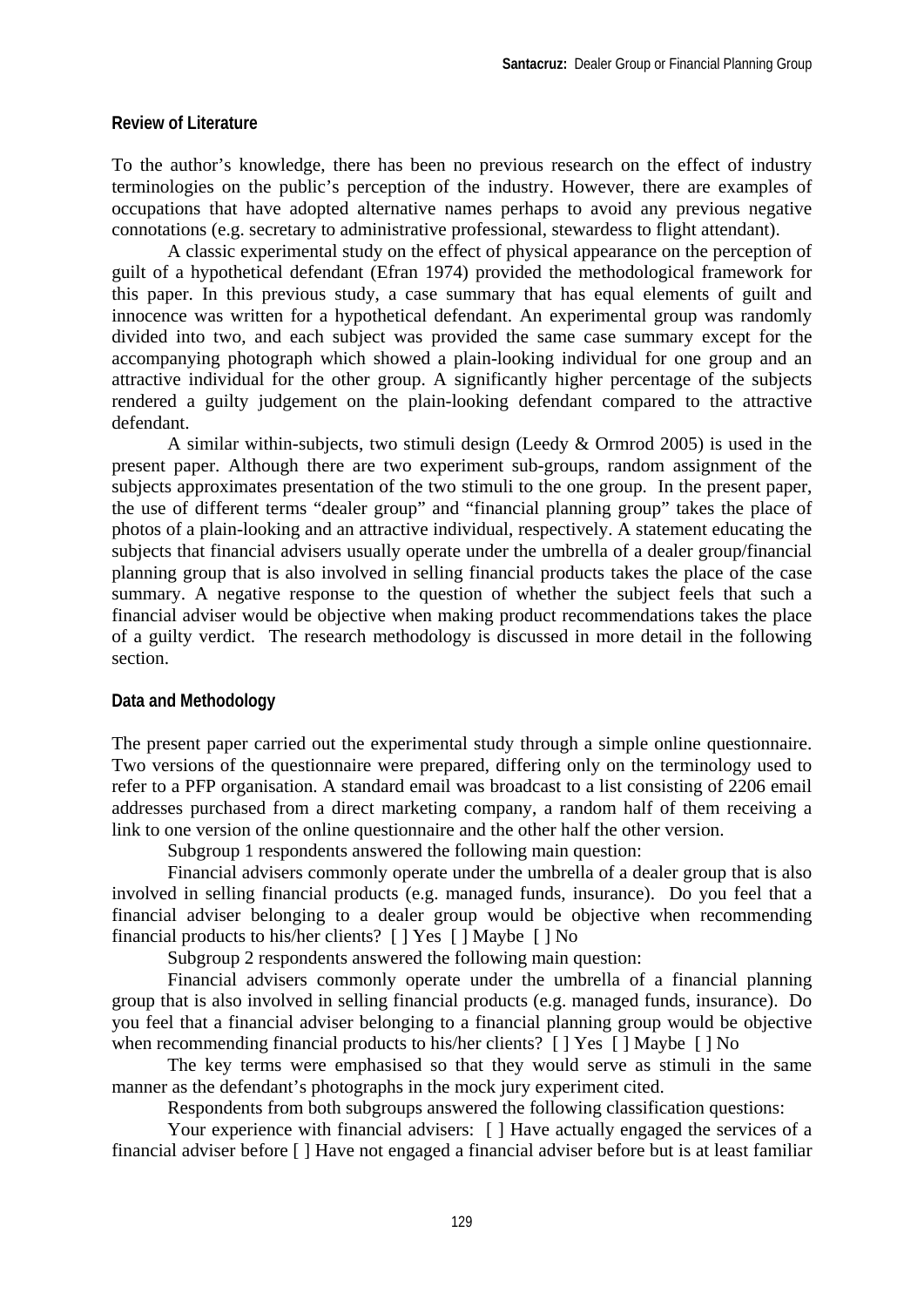## Review of Literature

To the author's knowledge, there has been no previous research on the effect of industry terminologies on the public's perception of the industry. However, there are examples of occupations that have adopted alternative names perhaps to avoid any previous negative connotations (e.g. secretary to administrative professional, stewardess to flight attendant).

A classic experimental study on the effect of physical appearance on the perception of guilt of a hypothetical defendant (Efran 1974) provided the methodological framework for this paper. In this previous study, a case summary that has equal elements of guilt and innocence was written for a hypothetical defendant. An experimental group was randomly divided into two, and each subject was provided the same case summary except for the accompanying photograph which showed a plain-looking individual for one group and an attractive individual for the other group. A significantly higher percentage of the subjects rendered a guilty judgement on the plain-looking defendant compared to the attractive defendant.

A similar within-subjects, two stimuli design (Leedy & Ormrod 2005) is used in the present paper. Although there are two experiment sub-groups, random assignment of the subjects approximates presentation of the two stimuli to the one group. In the present paper, the use of different terms "dealer group" and "financial planning group" takes the place of photos of a plain-looking and an attractive individual, respectively. A statement educating the subjects that financial advisers usually operate under the umbrella of a dealer group/financial planning group that is also involved in selling financial products takes the place of the case summary. A negative response to the question of whether the subject feels that such a financial adviser would be objective when making product recommendations takes the place of a guilty verdict. The research methodology is discussed in more detail in the following section.

## Data and Methodology

The present paper carried out the experimental study through a simple online questionnaire. Two versions of the questionnaire were prepared, differing only on the terminology used to refer to a PFP organisation. A standard email was broadcast to a list consisting of 2206 email addresses purchased from a direct marketing company, a random half of them receiving a link to one version of the online questionnaire and the other half the other version.

Subgroup 1 respondents answered the following main question:

Financial advisers commonly operate under the umbrella of a dealer group that is also involved in selling financial products (e.g. managed funds, insurance). Do you feel that a financial adviser belonging to a dealer group would be objective when recommending financial products to his/her clients? [ ] Yes [ ] Maybe [ ] No

Subgroup 2 respondents answered the following main question:

Financial advisers commonly operate under the umbrella of a financial planning group that is also involved in selling financial products (e.g. managed funds, insurance). Do you feel that a financial adviser belonging to a financial planning group would be objective when recommending financial products to his/her clients? [ ] Yes [ ] Maybe [ ] No

The key terms were emphasised so that they would serve as stimuli in the same manner as the defendant's photographs in the mock jury experiment cited.

Respondents from both subgroups answered the following classification questions:

Your experience with financial advisers: [ ] Have actually engaged the services of a financial adviser before [ ] Have not engaged a financial adviser before but is at least familiar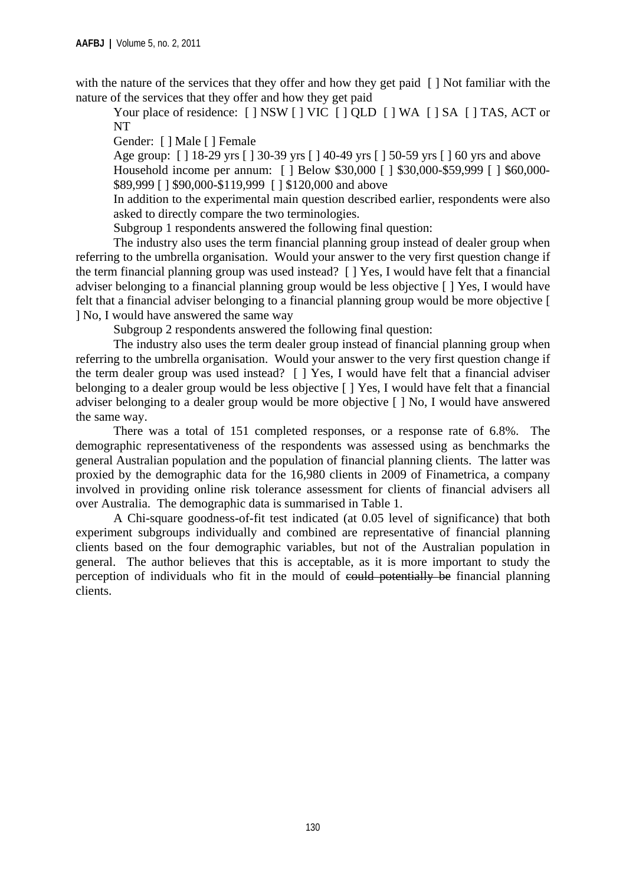with the nature of the services that they offer and how they get paid [ ] Not familiar with the nature of the services that they offer and how they get paid

Your place of residence: [ ] NSW [ ] VIC [ ] QLD [ ] WA [ ] SA [ ] TAS, ACT or NT

Gender: [ ] Male [ ] Female

Age group: [ ] 18-29 yrs [ ] 30-39 yrs [ ] 40-49 yrs [ ] 50-59 yrs [ ] 60 yrs and above

Household income per annum: [ ] Below $30,000 [ ] $30,000-$59,999 [ ] $60,000-$89,999 [ ] $90,000-$119,999 [ ] $120,000 and above

In addition to the experimental main question described earlier, respondents were also asked to directly compare the two terminologies.

Subgroup 1 respondents answered the following final question:

The industry also uses the term financial planning group instead of dealer group when referring to the umbrella organisation. Would your answer to the very first question change if the term financial planning group was used instead? [ ] Yes, I would have felt that a financial adviser belonging to a financial planning group would be less objective [ ] Yes, I would have felt that a financial adviser belonging to a financial planning group would be more objective [ ] No, I would have answered the same way

Subgroup 2 respondents answered the following final question:

The industry also uses the term dealer group instead of financial planning group when referring to the umbrella organisation. Would your answer to the very first question change if the term dealer group was used instead? [ ] Yes, I would have felt that a financial adviser belonging to a dealer group would be less objective [ ] Yes, I would have felt that a financial adviser belonging to a dealer group would be more objective [ ] No, I would have answered the same way.

There was a total of 151 completed responses, or a response rate of 6.8%. The demographic representativeness of the respondents was assessed using as benchmarks the general Australian population and the population of financial planning clients. The latter was proxied by the demographic data for the 16,980 clients in 2009 of Finametrica, a company involved in providing online risk tolerance assessment for clients of financial advisers all over Australia. The demographic data is summarised in Table 1.

A Chi-square goodness-of-fit test indicated (at 0.05 level of significance) that both experiment subgroups individually and combined are representative of financial planning clients based on the four demographic variables, but not of the Australian population in general. The author believes that this is acceptable, as it is more important to study the perception of individuals who fit in the mould of ~~could potentially be~~ financial planning clients.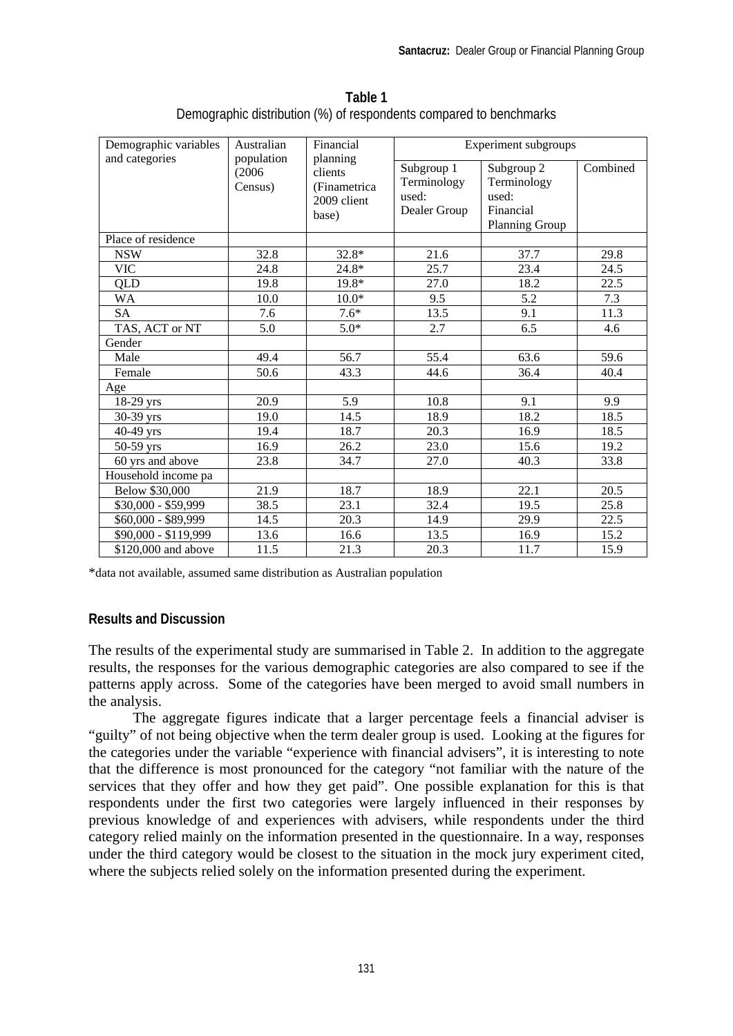**Table 1**
Demographic distribution (%) of respondents compared to benchmarks

| Demographic variables and categories | Australian population (2006 Census) | Financial planning clients (Finametrica 2009 client base) | Experiment subgroups | | |
|---|---|---|---|---|---|
| | | | Subgroup 1 Terminology used: Dealer Group | Subgroup 2 Terminology used: Financial Planning Group | Combined |
| Place of residence | | | | | |
| NSW | 32.8 | 32.8* | 21.6 | 37.7 | 29.8 |
| VIC | 24.8 | 24.8* | 25.7 | 23.4 | 24.5 |
| QLD | 19.8 | 19.8* | 27.0 | 18.2 | 22.5 |
| WA | 10.0 | 10.0* | 9.5 | 5.2 | 7.3 |
| SA | 7.6 | 7.6* | 13.5 | 9.1 | 11.3 |
| TAS, ACT or NT | 5.0 | 5.0* | 2.7 | 6.5 | 4.6 |
| Gender | | | | | |
| Male | 49.4 | 56.7 | 55.4 | 63.6 | 59.6 |
| Female | 50.6 | 43.3 | 44.6 | 36.4 | 40.4 |
| Age | | | | | |
| 18-29 yrs | 20.9 | 5.9 | 10.8 | 9.1 | 9.9 |
| 30-39 yrs | 19.0 | 14.5 | 18.9 | 18.2 | 18.5 |
| 40-49 yrs | 19.4 | 18.7 | 20.3 | 16.9 | 18.5 |
| 50-59 yrs | 16.9 | 26.2 | 23.0 | 15.6 | 19.2 |
| 60 yrs and above | 23.8 | 34.7 | 27.0 | 40.3 | 33.8 |
| Household income pa | | | | | |
| Below $30,000 | 21.9 | 18.7 | 18.9 | 22.1 | 20.5 |
| $30,000 - $59,999 | 38.5 | 23.1 | 32.4 | 19.5 | 25.8 |
| $60,000 - $89,999 | 14.5 | 20.3 | 14.9 | 29.9 | 22.5 |
| $90,000 - $119,999 | 13.6 | 16.6 | 13.5 | 16.9 | 15.2 |
| $120,000 and above | 11.5 | 21.3 | 20.3 | 11.7 | 15.9 |

*data not available, assumed same distribution as Australian population

## Results and Discussion

The results of the experimental study are summarised in Table 2. In addition to the aggregate results, the responses for the various demographic categories are also compared to see if the patterns apply across. Some of the categories have been merged to avoid small numbers in the analysis.

The aggregate figures indicate that a larger percentage feels a financial adviser is "guilty" of not being objective when the term dealer group is used. Looking at the figures for the categories under the variable "experience with financial advisers", it is interesting to note that the difference is most pronounced for the category "not familiar with the nature of the services that they offer and how they get paid". One possible explanation for this is that respondents under the first two categories were largely influenced in their responses by previous knowledge of and experiences with advisers, while respondents under the third category relied mainly on the information presented in the questionnaire. In a way, responses under the third category would be closest to the situation in the mock jury experiment cited, where the subjects relied solely on the information presented during the experiment.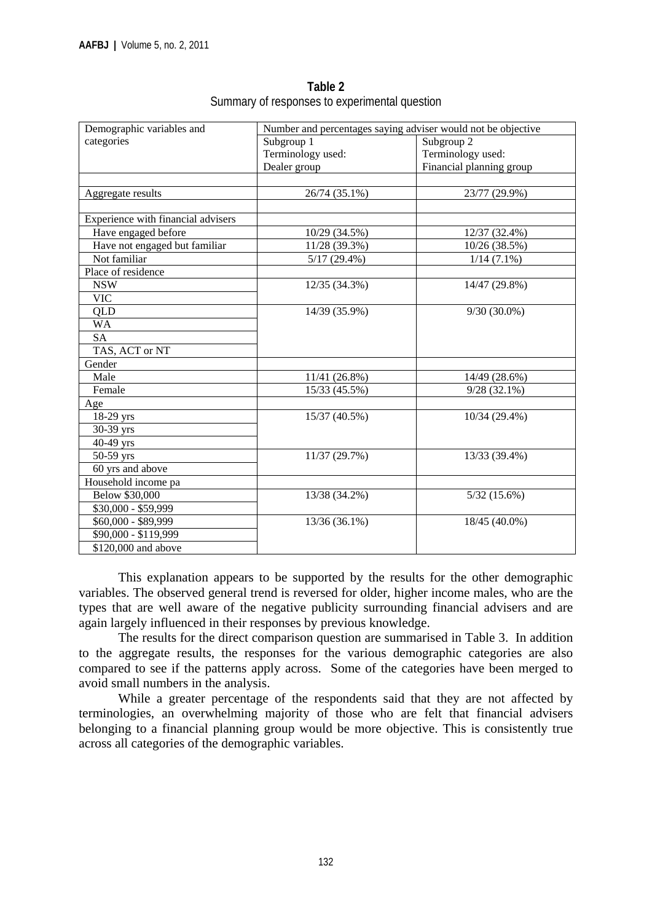**Table 2**
Summary of responses to experimental question

| Demographic variables and categories | Number and percentages saying adviser would not be objective | |
|---|---|---|
| | Subgroup 1 Terminology used: Dealer group | Subgroup 2 Terminology used: Financial planning group |
| | | |
| Aggregate results | 26/74 (35.1%) | 23/77 (29.9%) |
| | | |
| Experience with financial advisers | | |
| Have engaged before | 10/29 (34.5%) | 12/37 (32.4%) |
| Have not engaged but familiar | 11/28 (39.3%) | 10/26 (38.5%) |
| Not familiar | 5/17 (29.4%) | 1/14 (7.1%) |
| Place of residence | | |
| NSW | 12/35 (34.3%) | 14/47 (29.8%) |
| VIC | | |
| QLD | 14/39 (35.9%) | 9/30 (30.0%) |
| WA | | |
| SA | | |
| TAS, ACT or NT | | |
| Gender | | |
| Male | 11/41 (26.8%) | 14/49 (28.6%) |
| Female | 15/33 (45.5%) | 9/28 (32.1%) |
| Age | | |
| 18-29 yrs | 15/37 (40.5%) | 10/34 (29.4%) |
| 30-39 yrs | | |
| 40-49 yrs | | |
| 50-59 yrs | 11/37 (29.7%) | 13/33 (39.4%) |
| 60 yrs and above | | |
| Household income pa | | |
| Below $30,000 | 13/38 (34.2%) | 5/32 (15.6%) |
| $30,000 - $59,999 | | |
| $60,000 - $89,999 | 13/36 (36.1%) | 18/45 (40.0%) |
| $90,000 - $119,999 | | |
| $120,000 and above | | |

This explanation appears to be supported by the results for the other demographic variables. The observed general trend is reversed for older, higher income males, who are the types that are well aware of the negative publicity surrounding financial advisers and are again largely influenced in their responses by previous knowledge.

The results for the direct comparison question are summarised in Table 3. In addition to the aggregate results, the responses for the various demographic categories are also compared to see if the patterns apply across. Some of the categories have been merged to avoid small numbers in the analysis.

While a greater percentage of the respondents said that they are not affected by terminologies, an overwhelming majority of those who are felt that financial advisers belonging to a financial planning group would be more objective. This is consistently true across all categories of the demographic variables.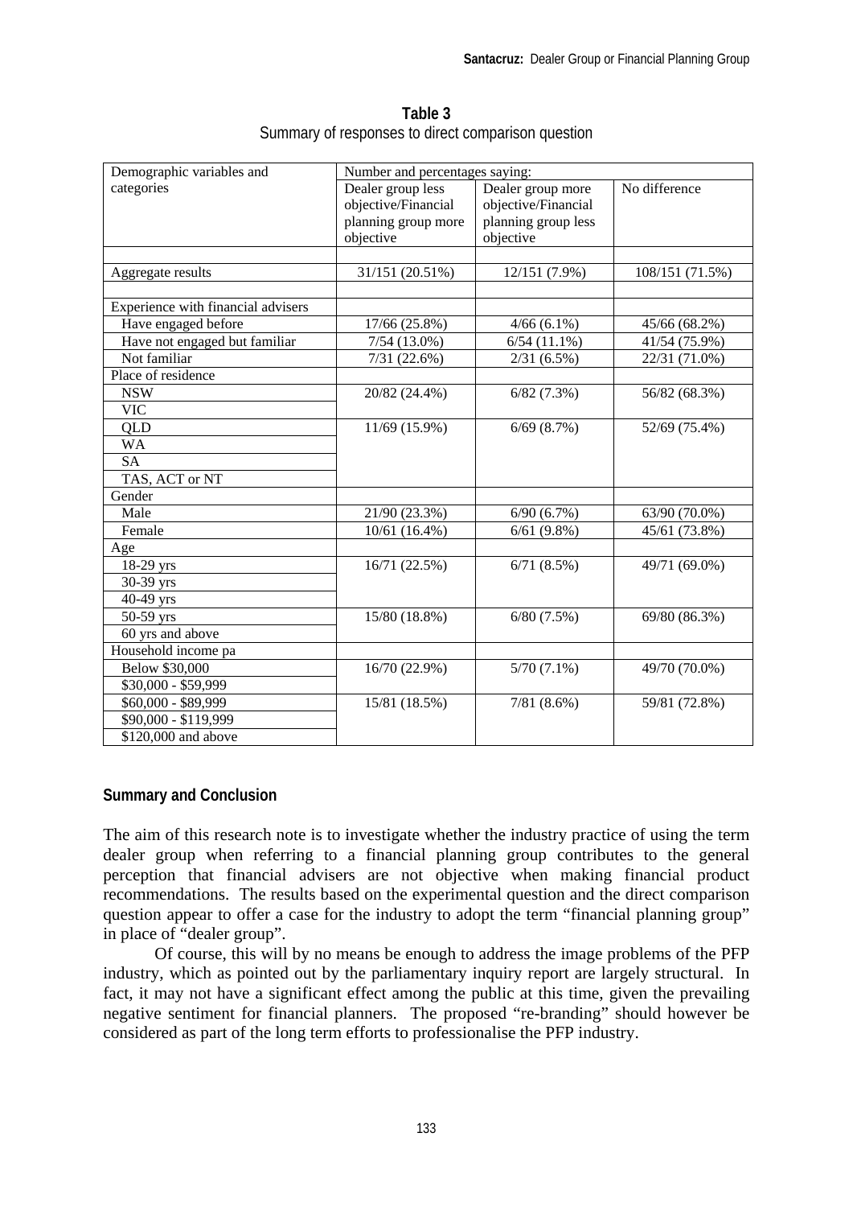**Table 3**
Summary of responses to direct comparison question

| Demographic variables and categories | Number and percentages saying: | | |
|---|---|---|---|
| | Dealer group less objective/Financial planning group more objective | Dealer group more objective/Financial planning group less objective | No difference |
| Aggregate results | 31/151 (20.51%) | 12/151 (7.9%) | 108/151 (71.5%) |
| Experience with financial advisers | | | |
| Have engaged before | 17/66 (25.8%) | 4/66 (6.1%) | 45/66 (68.2%) |
| Have not engaged but familiar | 7/54 (13.0%) | 6/54 (11.1%) | 41/54 (75.9%) |
| Not familiar | 7/31 (22.6%) | 2/31 (6.5%) | 22/31 (71.0%) |
| Place of residence | | | |
| NSW<br>VIC | 20/82 (24.4%) | 6/82 (7.3%) | 56/82 (68.3%) |
| QLD<br>WA<br>SA<br>TAS, ACT or NT | 11/69 (15.9%) | 6/69 (8.7%) | 52/69 (75.4%) |
| Gender | | | |
| Male | 21/90 (23.3%) | 6/90 (6.7%) | 63/90 (70.0%) |
| Female | 10/61 (16.4%) | 6/61 (9.8%) | 45/61 (73.8%) |
| Age | | | |
| 18-29 yrs<br>30-39 yrs<br>40-49 yrs | 16/71 (22.5%) | 6/71 (8.5%) | 49/71 (69.0%) |
| 50-59 yrs<br>60 yrs and above | 15/80 (18.8%) | 6/80 (7.5%) | 69/80 (86.3%) |
| Household income pa | | | |
| Below $30,000<br>$30,000 - $59,999 | 16/70 (22.9%) | 5/70 (7.1%) | 49/70 (70.0%) |
| $60,000 - $89,999<br>$90,000 - $119,999<br>$120,000 and above | 15/81 (18.5%) | 7/81 (8.6%) | 59/81 (72.8%) |

## Summary and Conclusion

The aim of this research note is to investigate whether the industry practice of using the term dealer group when referring to a financial planning group contributes to the general perception that financial advisers are not objective when making financial product recommendations. The results based on the experimental question and the direct comparison question appear to offer a case for the industry to adopt the term "financial planning group" in place of "dealer group".

Of course, this will by no means be enough to address the image problems of the PFP industry, which as pointed out by the parliamentary inquiry report are largely structural. In fact, it may not have a significant effect among the public at this time, given the prevailing negative sentiment for financial planners. The proposed "re-branding" should however be considered as part of the long term efforts to professionalise the PFP industry.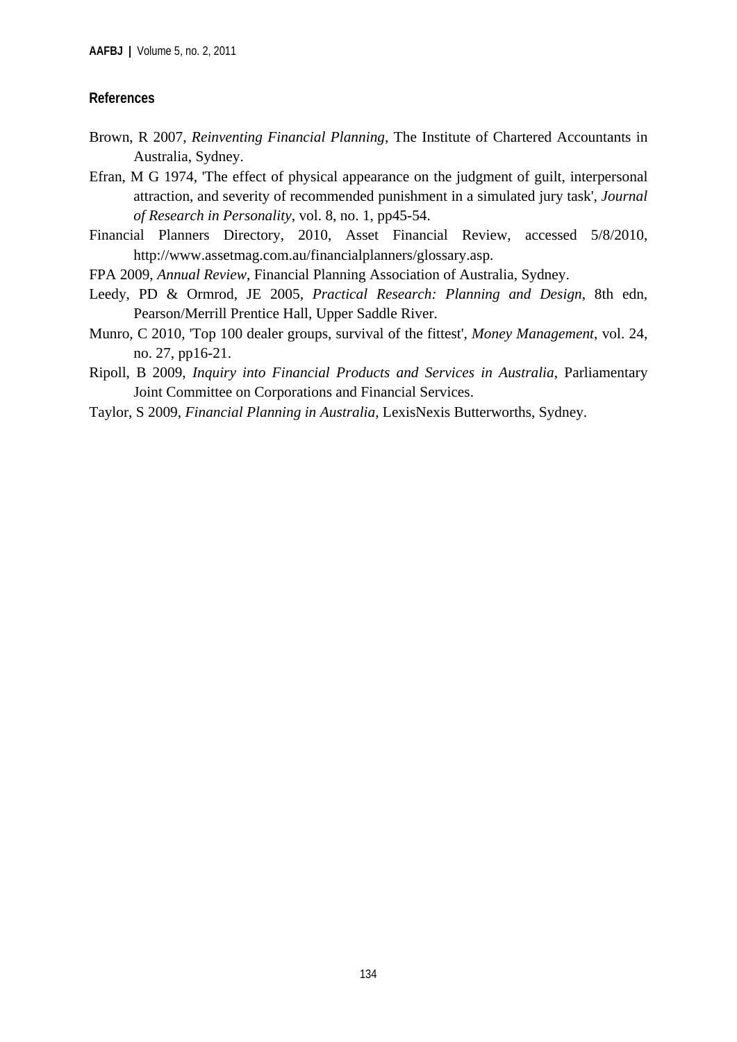## References

Brown, R 2007, *Reinventing Financial Planning*, The Institute of Chartered Accountants in Australia, Sydney.

Efran, M G 1974, 'The effect of physical appearance on the judgment of guilt, interpersonal attraction, and severity of recommended punishment in a simulated jury task', *Journal of Research in Personality*, vol. 8, no. 1, pp45-54.

Financial Planners Directory, 2010, Asset Financial Review, accessed 5/8/2010, http://www.assetmag.com.au/financialplanners/glossary.asp.

FPA 2009, *Annual Review*, Financial Planning Association of Australia, Sydney.

Leedy, PD & Ormrod, JE 2005, *Practical Research: Planning and Design*, 8th edn, Pearson/Merrill Prentice Hall, Upper Saddle River.

Munro, C 2010, 'Top 100 dealer groups, survival of the fittest', *Money Management*, vol. 24, no. 27, pp16-21.

Ripoll, B 2009, *Inquiry into Financial Products and Services in Australia*, Parliamentary Joint Committee on Corporations and Financial Services.

Taylor, S 2009, *Financial Planning in Australia*, LexisNexis Butterworths, Sydney.